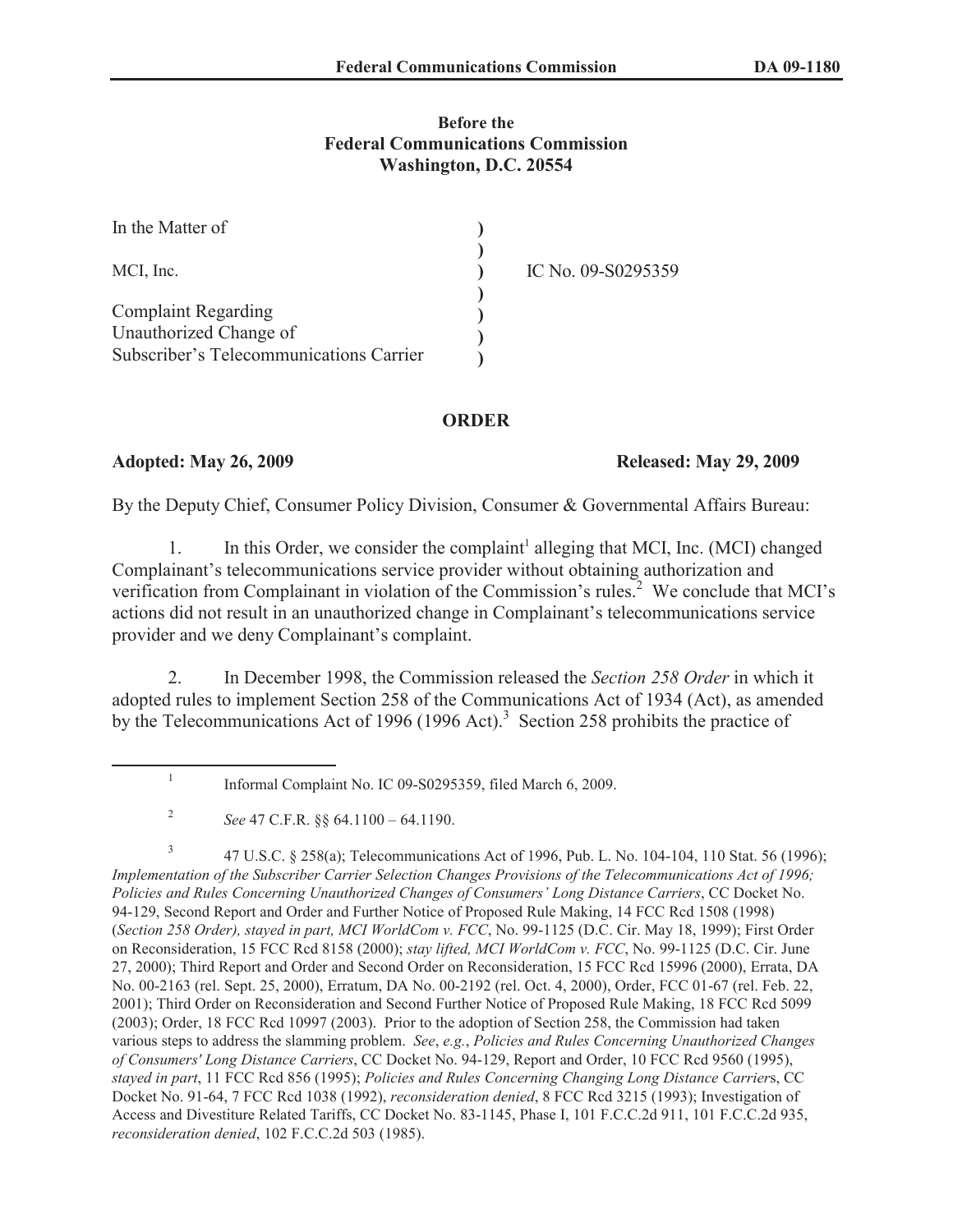**Before the**
**Federal Communications Commission**
**Washington, D.C. 20554**

| | | |
|---|---|---|
| In the Matter of | ) | |
| | ) | |
| MCI, Inc. | ) | IC No. 09-S0295359 |
| | ) | |
| Complaint Regarding | ) | |
| Unauthorized Change of | ) | |
| Subscriber's Telecommunications Carrier | ) | |

## ORDER

**Adopted: May 26, 2009** **Released: May 29, 2009**

By the Deputy Chief, Consumer Policy Division, Consumer & Governmental Affairs Bureau:

1. In this Order, we consider the complaint[1] alleging that MCI, Inc. (MCI) changed Complainant's telecommunications service provider without obtaining authorization and verification from Complainant in violation of the Commission's rules.[2] We conclude that MCI's actions did not result in an unauthorized change in Complainant's telecommunications service provider and we deny Complainant's complaint.

2. In December 1998, the Commission released the *Section 258 Order* in which it adopted rules to implement Section 258 of the Communications Act of 1934 (Act), as amended by the Telecommunications Act of 1996 (1996 Act).[3] Section 258 prohibits the practice of

---

[1] Informal Complaint No. IC 09-S0295359, filed March 6, 2009.

[2] *See* 47 C.F.R. §§ 64.1100 – 64.1190.

[3] 47 U.S.C. § 258(a); Telecommunications Act of 1996, Pub. L. No. 104-104, 110 Stat. 56 (1996); *Implementation of the Subscriber Carrier Selection Changes Provisions of the Telecommunications Act of 1996; Policies and Rules Concerning Unauthorized Changes of Consumers' Long Distance Carriers*, CC Docket No. 94-129, Second Report and Order and Further Notice of Proposed Rule Making, 14 FCC Rcd 1508 (1998) (*Section 258 Order), stayed in part, MCI WorldCom v. FCC*, No. 99-1125 (D.C. Cir. May 18, 1999); First Order on Reconsideration, 15 FCC Rcd 8158 (2000); *stay lifted, MCI WorldCom v. FCC*, No. 99-1125 (D.C. Cir. June 27, 2000); Third Report and Order and Second Order on Reconsideration, 15 FCC Rcd 15996 (2000), Errata, DA No. 00-2163 (rel. Sept. 25, 2000), Erratum, DA No. 00-2192 (rel. Oct. 4, 2000), Order, FCC 01-67 (rel. Feb. 22, 2001); Third Order on Reconsideration and Second Further Notice of Proposed Rule Making, 18 FCC Rcd 5099 (2003); Order, 18 FCC Rcd 10997 (2003). Prior to the adoption of Section 258, the Commission had taken various steps to address the slamming problem. *See*, *e.g.*, *Policies and Rules Concerning Unauthorized Changes of Consumers' Long Distance Carriers*, CC Docket No. 94-129, Report and Order, 10 FCC Rcd 9560 (1995), *stayed in part*, 11 FCC Rcd 856 (1995); *Policies and Rules Concerning Changing Long Distance Carrier*s, CC Docket No. 91-64, 7 FCC Rcd 1038 (1992), *reconsideration denied*, 8 FCC Rcd 3215 (1993); Investigation of Access and Divestiture Related Tariffs, CC Docket No. 83-1145, Phase I, 101 F.C.C.2d 911, 101 F.C.C.2d 935, *reconsideration denied*, 102 F.C.C.2d 503 (1985).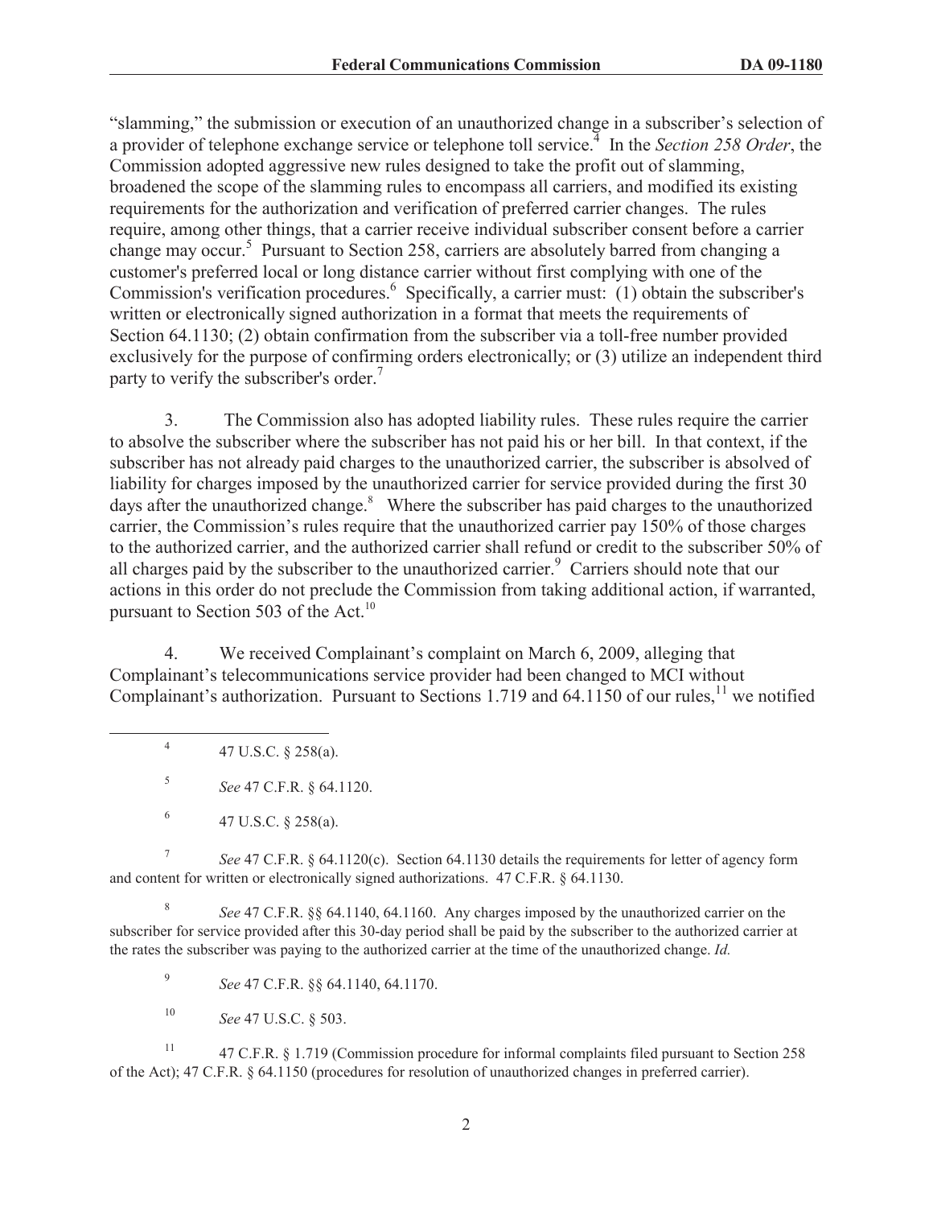"slamming," the submission or execution of an unauthorized change in a subscriber's selection of a provider of telephone exchange service or telephone toll service.[4] In the *Section 258 Order*, the Commission adopted aggressive new rules designed to take the profit out of slamming, broadened the scope of the slamming rules to encompass all carriers, and modified its existing requirements for the authorization and verification of preferred carrier changes. The rules require, among other things, that a carrier receive individual subscriber consent before a carrier change may occur.[5] Pursuant to Section 258, carriers are absolutely barred from changing a customer's preferred local or long distance carrier without first complying with one of the Commission's verification procedures.[6] Specifically, a carrier must: (1) obtain the subscriber's written or electronically signed authorization in a format that meets the requirements of Section 64.1130; (2) obtain confirmation from the subscriber via a toll-free number provided exclusively for the purpose of confirming orders electronically; or (3) utilize an independent third party to verify the subscriber's order.[7]

3. The Commission also has adopted liability rules. These rules require the carrier to absolve the subscriber where the subscriber has not paid his or her bill. In that context, if the subscriber has not already paid charges to the unauthorized carrier, the subscriber is absolved of liability for charges imposed by the unauthorized carrier for service provided during the first 30 days after the unauthorized change.[8] Where the subscriber has paid charges to the unauthorized carrier, the Commission's rules require that the unauthorized carrier pay 150% of those charges to the authorized carrier, and the authorized carrier shall refund or credit to the subscriber 50% of all charges paid by the subscriber to the unauthorized carrier.[9] Carriers should note that our actions in this order do not preclude the Commission from taking additional action, if warranted, pursuant to Section 503 of the Act.[10]

4. We received Complainant's complaint on March 6, 2009, alleging that Complainant's telecommunications service provider had been changed to MCI without Complainant's authorization. Pursuant to Sections 1.719 and 64.1150 of our rules,[11] we notified

---

[4] 47 U.S.C. § 258(a).

[5] *See* 47 C.F.R. § 64.1120.

[6] 47 U.S.C. § 258(a).

[7] *See* 47 C.F.R. § 64.1120(c). Section 64.1130 details the requirements for letter of agency form and content for written or electronically signed authorizations. 47 C.F.R. § 64.1130.

[8] *See* 47 C.F.R. §§ 64.1140, 64.1160. Any charges imposed by the unauthorized carrier on the subscriber for service provided after this 30-day period shall be paid by the subscriber to the authorized carrier at the rates the subscriber was paying to the authorized carrier at the time of the unauthorized change. *Id.*

[9] *See* 47 C.F.R. §§ 64.1140, 64.1170.

[10] *See* 47 U.S.C. § 503.

[11] 47 C.F.R. § 1.719 (Commission procedure for informal complaints filed pursuant to Section 258 of the Act); 47 C.F.R. § 64.1150 (procedures for resolution of unauthorized changes in preferred carrier).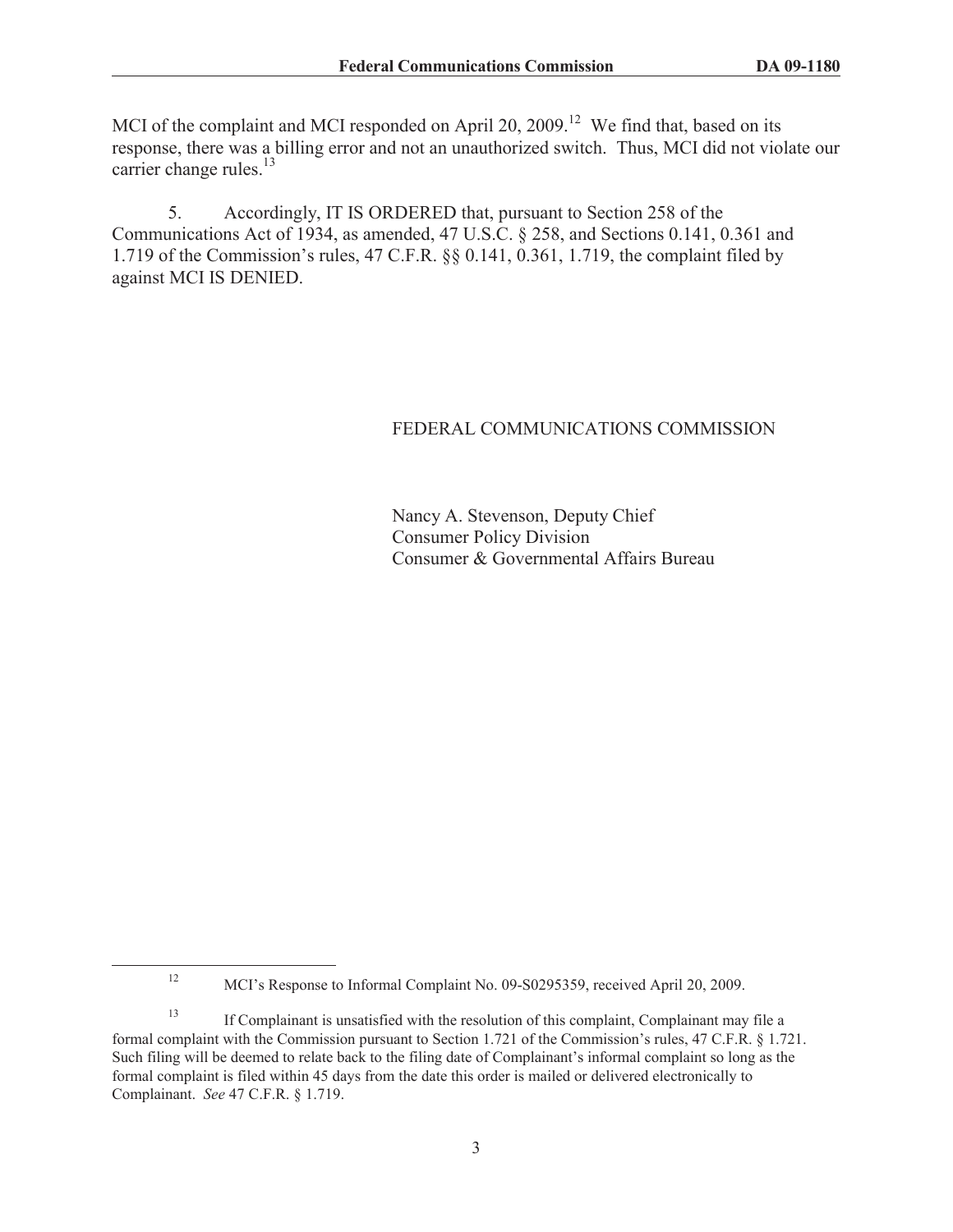MCI of the complaint and MCI responded on April 20, 2009.[12] We find that, based on its response, there was a billing error and not an unauthorized switch. Thus, MCI did not violate our carrier change rules.[13]

5. Accordingly, IT IS ORDERED that, pursuant to Section 258 of the Communications Act of 1934, as amended, 47 U.S.C. § 258, and Sections 0.141, 0.361 and 1.719 of the Commission's rules, 47 C.F.R. §§ 0.141, 0.361, 1.719, the complaint filed by against MCI IS DENIED.

FEDERAL COMMUNICATIONS COMMISSION

Nancy A. Stevenson, Deputy Chief
Consumer Policy Division
Consumer & Governmental Affairs Bureau

---

[12] MCI's Response to Informal Complaint No. 09-S0295359, received April 20, 2009.

[13] If Complainant is unsatisfied with the resolution of this complaint, Complainant may file a formal complaint with the Commission pursuant to Section 1.721 of the Commission's rules, 47 C.F.R. § 1.721. Such filing will be deemed to relate back to the filing date of Complainant's informal complaint so long as the formal complaint is filed within 45 days from the date this order is mailed or delivered electronically to Complainant. *See* 47 C.F.R. § 1.719.